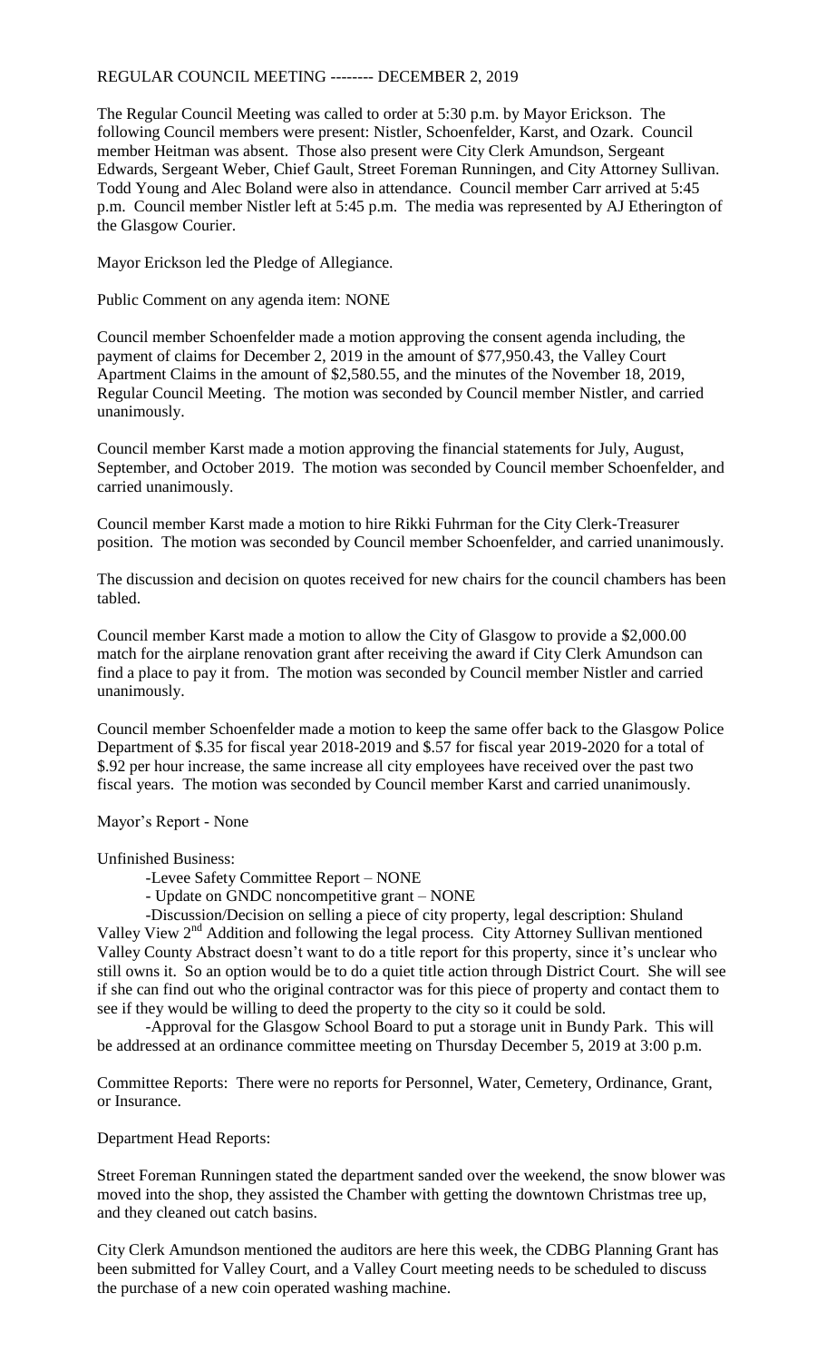REGULAR COUNCIL MEETING -------- DECEMBER 2, 2019

The Regular Council Meeting was called to order at 5:30 p.m. by Mayor Erickson. The following Council members were present: Nistler, Schoenfelder, Karst, and Ozark. Council member Heitman was absent. Those also present were City Clerk Amundson, Sergeant Edwards, Sergeant Weber, Chief Gault, Street Foreman Runningen, and City Attorney Sullivan. Todd Young and Alec Boland were also in attendance. Council member Carr arrived at 5:45 p.m. Council member Nistler left at 5:45 p.m. The media was represented by AJ Etherington of the Glasgow Courier.

Mayor Erickson led the Pledge of Allegiance.

Public Comment on any agenda item: NONE

Council member Schoenfelder made a motion approving the consent agenda including, the payment of claims for December 2, 2019 in the amount of $77,950.43, the Valley Court Apartment Claims in the amount of $2,580.55, and the minutes of the November 18, 2019, Regular Council Meeting. The motion was seconded by Council member Nistler, and carried unanimously.

Council member Karst made a motion approving the financial statements for July, August, September, and October 2019. The motion was seconded by Council member Schoenfelder, and carried unanimously.

Council member Karst made a motion to hire Rikki Fuhrman for the City Clerk-Treasurer position. The motion was seconded by Council member Schoenfelder, and carried unanimously.

The discussion and decision on quotes received for new chairs for the council chambers has been tabled.

Council member Karst made a motion to allow the City of Glasgow to provide a $2,000.00 match for the airplane renovation grant after receiving the award if City Clerk Amundson can find a place to pay it from. The motion was seconded by Council member Nistler and carried unanimously.

Council member Schoenfelder made a motion to keep the same offer back to the Glasgow Police Department of $.35 for fiscal year 2018-2019 and $.57 for fiscal year 2019-2020 for a total of $.92 per hour increase, the same increase all city employees have received over the past two fiscal years. The motion was seconded by Council member Karst and carried unanimously.

Mayor's Report - None

Unfinished Business:

- Levee Safety Committee Report – NONE
- Update on GNDC noncompetitive grant – NONE
- Discussion/Decision on selling a piece of city property, legal description: Shuland Valley View 2nd Addition and following the legal process. City Attorney Sullivan mentioned Valley County Abstract doesn't want to do a title report for this property, since it's unclear who still owns it. So an option would be to do a quiet title action through District Court. She will see if she can find out who the original contractor was for this piece of property and contact them to see if they would be willing to deed the property to the city so it could be sold.
- Approval for the Glasgow School Board to put a storage unit in Bundy Park. This will be addressed at an ordinance committee meeting on Thursday December 5, 2019 at 3:00 p.m.

Committee Reports: There were no reports for Personnel, Water, Cemetery, Ordinance, Grant, or Insurance.

Department Head Reports:

Street Foreman Runningen stated the department sanded over the weekend, the snow blower was moved into the shop, they assisted the Chamber with getting the downtown Christmas tree up, and they cleaned out catch basins.

City Clerk Amundson mentioned the auditors are here this week, the CDBG Planning Grant has been submitted for Valley Court, and a Valley Court meeting needs to be scheduled to discuss the purchase of a new coin operated washing machine.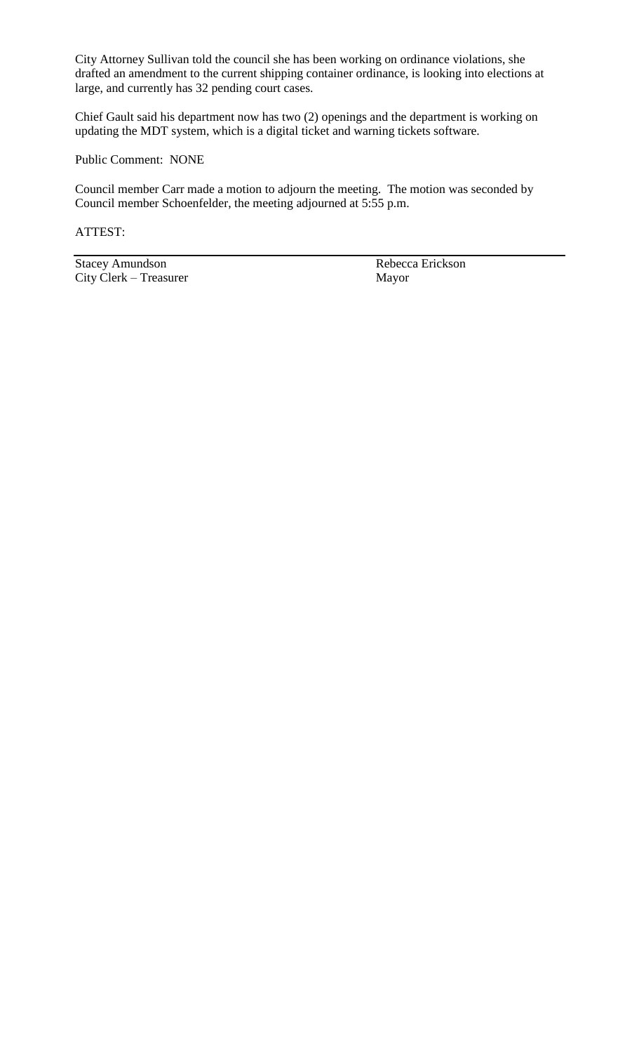City Attorney Sullivan told the council she has been working on ordinance violations, she drafted an amendment to the current shipping container ordinance, is looking into elections at large, and currently has 32 pending court cases.

Chief Gault said his department now has two (2) openings and the department is working on updating the MDT system, which is a digital ticket and warning tickets software.

Public Comment: NONE

Council member Carr made a motion to adjourn the meeting. The motion was seconded by Council member Schoenfelder, the meeting adjourned at 5:55 p.m.

ATTEST:

| | |
|---|---|
| Stacey Amundson | Rebecca Erickson |
| City Clerk – Treasurer | Mayor |